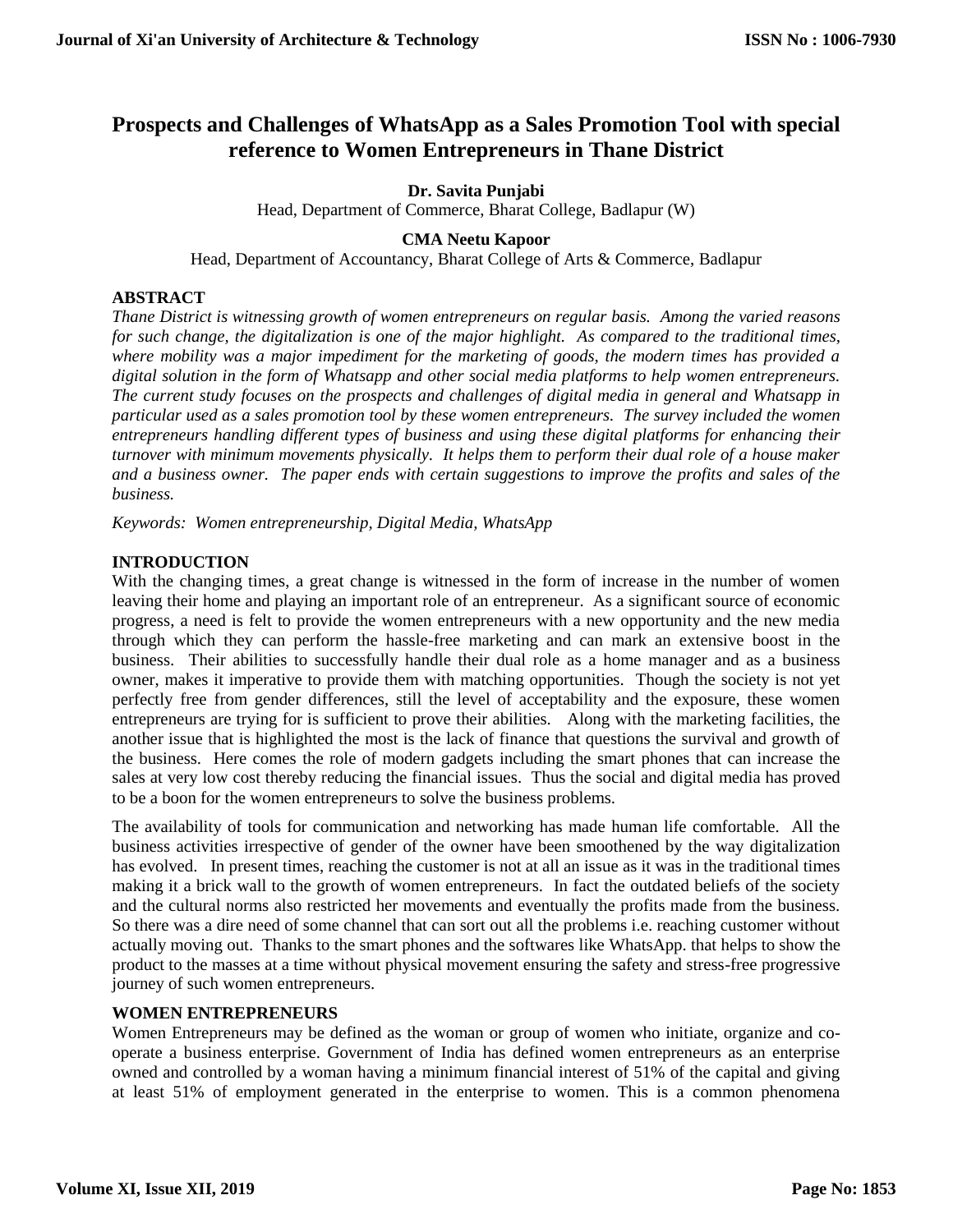# Prospects and Challenges of WhatsApp as a Sales Promotion Tool with special reference to Women Entrepreneurs in Thane District

**Dr. Savita Punjabi**
Head, Department of Commerce, Bharat College, Badlapur (W)

**CMA Neetu Kapoor**
Head, Department of Accountancy, Bharat College of Arts & Commerce, Badlapur

## ABSTRACT

*Thane District is witnessing growth of women entrepreneurs on regular basis. Among the varied reasons for such change, the digitalization is one of the major highlight. As compared to the traditional times, where mobility was a major impediment for the marketing of goods, the modern times has provided a digital solution in the form of Whatsapp and other social media platforms to help women entrepreneurs. The current study focuses on the prospects and challenges of digital media in general and Whatsapp in particular used as a sales promotion tool by these women entrepreneurs. The survey included the women entrepreneurs handling different types of business and using these digital platforms for enhancing their turnover with minimum movements physically. It helps them to perform their dual role of a house maker and a business owner. The paper ends with certain suggestions to improve the profits and sales of the business.*

*Keywords: Women entrepreneurship, Digital Media, WhatsApp*

## INTRODUCTION

With the changing times, a great change is witnessed in the form of increase in the number of women leaving their home and playing an important role of an entrepreneur. As a significant source of economic progress, a need is felt to provide the women entrepreneurs with a new opportunity and the new media through which they can perform the hassle-free marketing and can mark an extensive boost in the business. Their abilities to successfully handle their dual role as a home manager and as a business owner, makes it imperative to provide them with matching opportunities. Though the society is not yet perfectly free from gender differences, still the level of acceptability and the exposure, these women entrepreneurs are trying for is sufficient to prove their abilities. Along with the marketing facilities, the another issue that is highlighted the most is the lack of finance that questions the survival and growth of the business. Here comes the role of modern gadgets including the smart phones that can increase the sales at very low cost thereby reducing the financial issues. Thus the social and digital media has proved to be a boon for the women entrepreneurs to solve the business problems.

The availability of tools for communication and networking has made human life comfortable. All the business activities irrespective of gender of the owner have been smoothened by the way digitalization has evolved. In present times, reaching the customer is not at all an issue as it was in the traditional times making it a brick wall to the growth of women entrepreneurs. In fact the outdated beliefs of the society and the cultural norms also restricted her movements and eventually the profits made from the business. So there was a dire need of some channel that can sort out all the problems i.e. reaching customer without actually moving out. Thanks to the smart phones and the softwares like WhatsApp. that helps to show the product to the masses at a time without physical movement ensuring the safety and stress-free progressive journey of such women entrepreneurs.

## WOMEN ENTREPRENEURS

Women Entrepreneurs may be defined as the woman or group of women who initiate, organize and co-operate a business enterprise. Government of India has defined women entrepreneurs as an enterprise owned and controlled by a woman having a minimum financial interest of 51% of the capital and giving at least 51% of employment generated in the enterprise to women. This is a common phenomena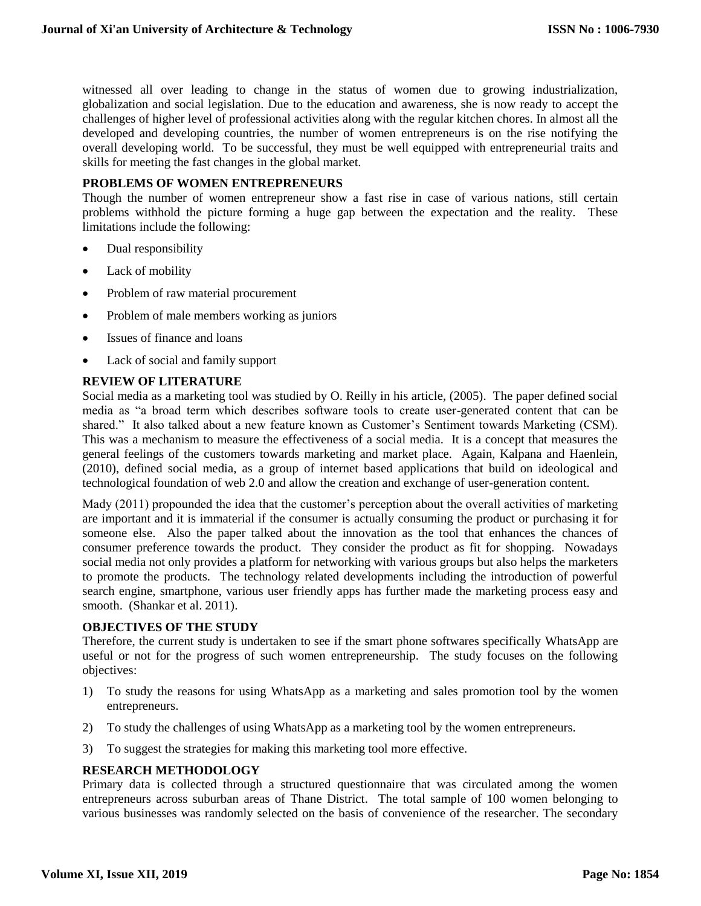witnessed all over leading to change in the status of women due to growing industrialization, globalization and social legislation. Due to the education and awareness, she is now ready to accept the challenges of higher level of professional activities along with the regular kitchen chores. In almost all the developed and developing countries, the number of women entrepreneurs is on the rise notifying the overall developing world. To be successful, they must be well equipped with entrepreneurial traits and skills for meeting the fast changes in the global market.

## PROBLEMS OF WOMEN ENTREPRENEURS

Though the number of women entrepreneur show a fast rise in case of various nations, still certain problems withhold the picture forming a huge gap between the expectation and the reality. These limitations include the following:

- Dual responsibility
- Lack of mobility
- Problem of raw material procurement
- Problem of male members working as juniors
- Issues of finance and loans
- Lack of social and family support

## REVIEW OF LITERATURE

Social media as a marketing tool was studied by O. Reilly in his article, (2005). The paper defined social media as "a broad term which describes software tools to create user-generated content that can be shared." It also talked about a new feature known as Customer's Sentiment towards Marketing (CSM). This was a mechanism to measure the effectiveness of a social media. It is a concept that measures the general feelings of the customers towards marketing and market place. Again, Kalpana and Haenlein, (2010), defined social media, as a group of internet based applications that build on ideological and technological foundation of web 2.0 and allow the creation and exchange of user-generation content.

Mady (2011) propounded the idea that the customer's perception about the overall activities of marketing are important and it is immaterial if the consumer is actually consuming the product or purchasing it for someone else. Also the paper talked about the innovation as the tool that enhances the chances of consumer preference towards the product. They consider the product as fit for shopping. Nowadays social media not only provides a platform for networking with various groups but also helps the marketers to promote the products. The technology related developments including the introduction of powerful search engine, smartphone, various user friendly apps has further made the marketing process easy and smooth. (Shankar et al. 2011).

## OBJECTIVES OF THE STUDY

Therefore, the current study is undertaken to see if the smart phone softwares specifically WhatsApp are useful or not for the progress of such women entrepreneurship. The study focuses on the following objectives:

1) To study the reasons for using WhatsApp as a marketing and sales promotion tool by the women entrepreneurs.
2) To study the challenges of using WhatsApp as a marketing tool by the women entrepreneurs.
3) To suggest the strategies for making this marketing tool more effective.

## RESEARCH METHODOLOGY

Primary data is collected through a structured questionnaire that was circulated among the women entrepreneurs across suburban areas of Thane District. The total sample of 100 women belonging to various businesses was randomly selected on the basis of convenience of the researcher. The secondary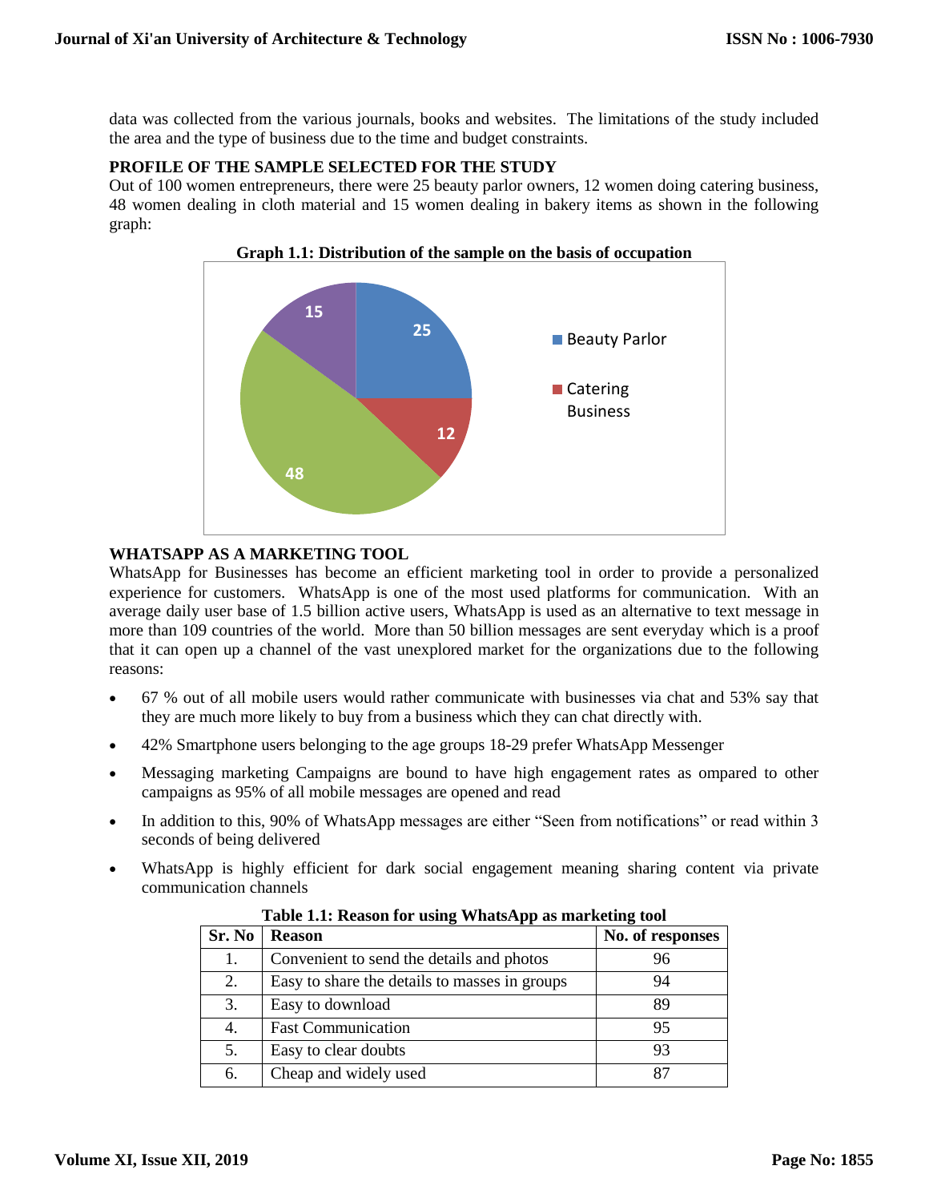data was collected from the various journals, books and websites. The limitations of the study included the area and the type of business due to the time and budget constraints.

**PROFILE OF THE SAMPLE SELECTED FOR THE STUDY**

Out of 100 women entrepreneurs, there were 25 beauty parlor owners, 12 women doing catering business, 48 women dealing in cloth material and 15 women dealing in bakery items as shown in the following graph:

**Graph 1.1: Distribution of the sample on the basis of occupation**

**WHATSAPP AS A MARKETING TOOL**

WhatsApp for Businesses has become an efficient marketing tool in order to provide a personalized experience for customers. WhatsApp is one of the most used platforms for communication. With an average daily user base of 1.5 billion active users, WhatsApp is used as an alternative to text message in more than 109 countries of the world. More than 50 billion messages are sent everyday which is a proof that it can open up a channel of the vast unexplored market for the organizations due to the following reasons:

- 67 % out of all mobile users would rather communicate with businesses via chat and 53% say that they are much more likely to buy from a business which they can chat directly with.
- 42% Smartphone users belonging to the age groups 18-29 prefer WhatsApp Messenger
- Messaging marketing Campaigns are bound to have high engagement rates as ompared to other campaigns as 95% of all mobile messages are opened and read
- In addition to this, 90% of WhatsApp messages are either "Seen from notifications" or read within 3 seconds of being delivered
- WhatsApp is highly efficient for dark social engagement meaning sharing content via private communication channels

**Table 1.1: Reason for using WhatsApp as marketing tool**

| Sr. No | Reason | No. of responses |
|---|---|---|
| 1. | Convenient to send the details and photos | 96 |
| 2. | Easy to share the details to masses in groups | 94 |
| 3. | Easy to download | 89 |
| 4. | Fast Communication | 95 |
| 5. | Easy to clear doubts | 93 |
| 6. | Cheap and widely used | 87 |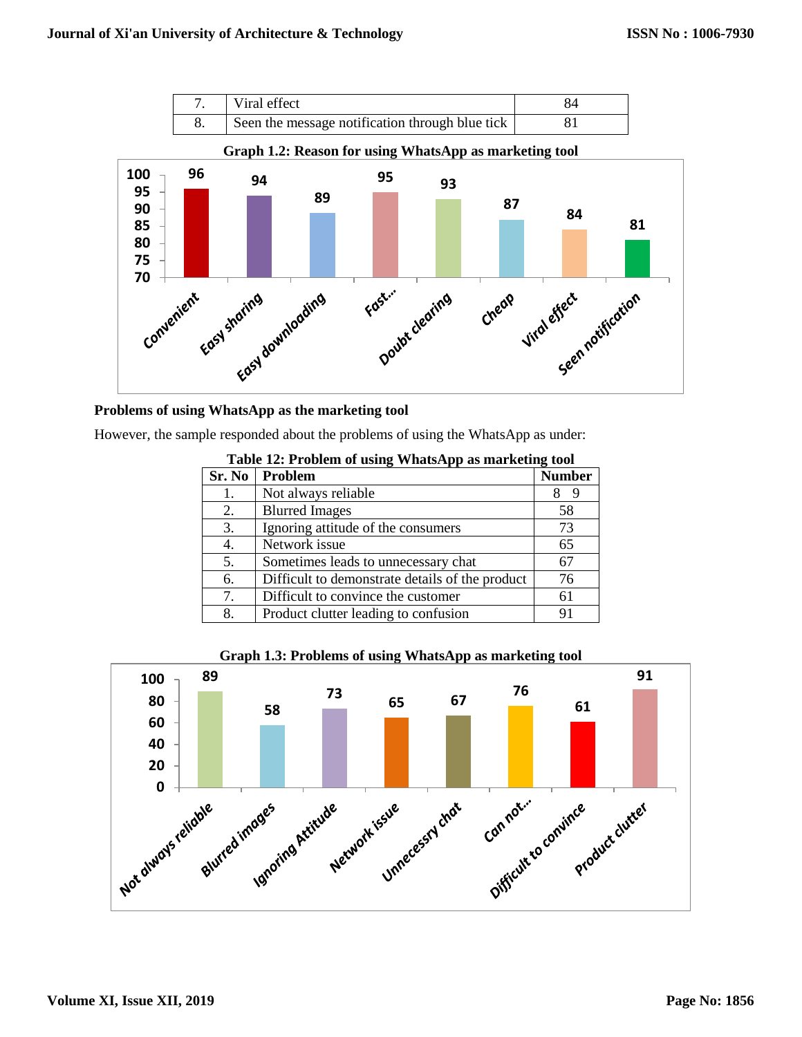| 7. | Viral effect | 84 |
|---|---|---|
| 8. | Seen the message notification through blue tick | 81 |

**Graph 1.2: Reason for using WhatsApp as marketing tool**

**Problems of using WhatsApp as the marketing tool**

However, the sample responded about the problems of using the WhatsApp as under:

**Table 12: Problem of using WhatsApp as marketing tool**

| Sr. No | Problem | Number |
|---|---|---|
| 1. | Not always reliable | 8 9 |
| 2. | Blurred Images | 58 |
| 3. | Ignoring attitude of the consumers | 73 |
| 4. | Network issue | 65 |
| 5. | Sometimes leads to unnecessary chat | 67 |
| 6. | Difficult to demonstrate details of the product | 76 |
| 7. | Difficult to convince the customer | 61 |
| 8. | Product clutter leading to confusion | 91 |

**Graph 1.3: Problems of using WhatsApp as marketing tool**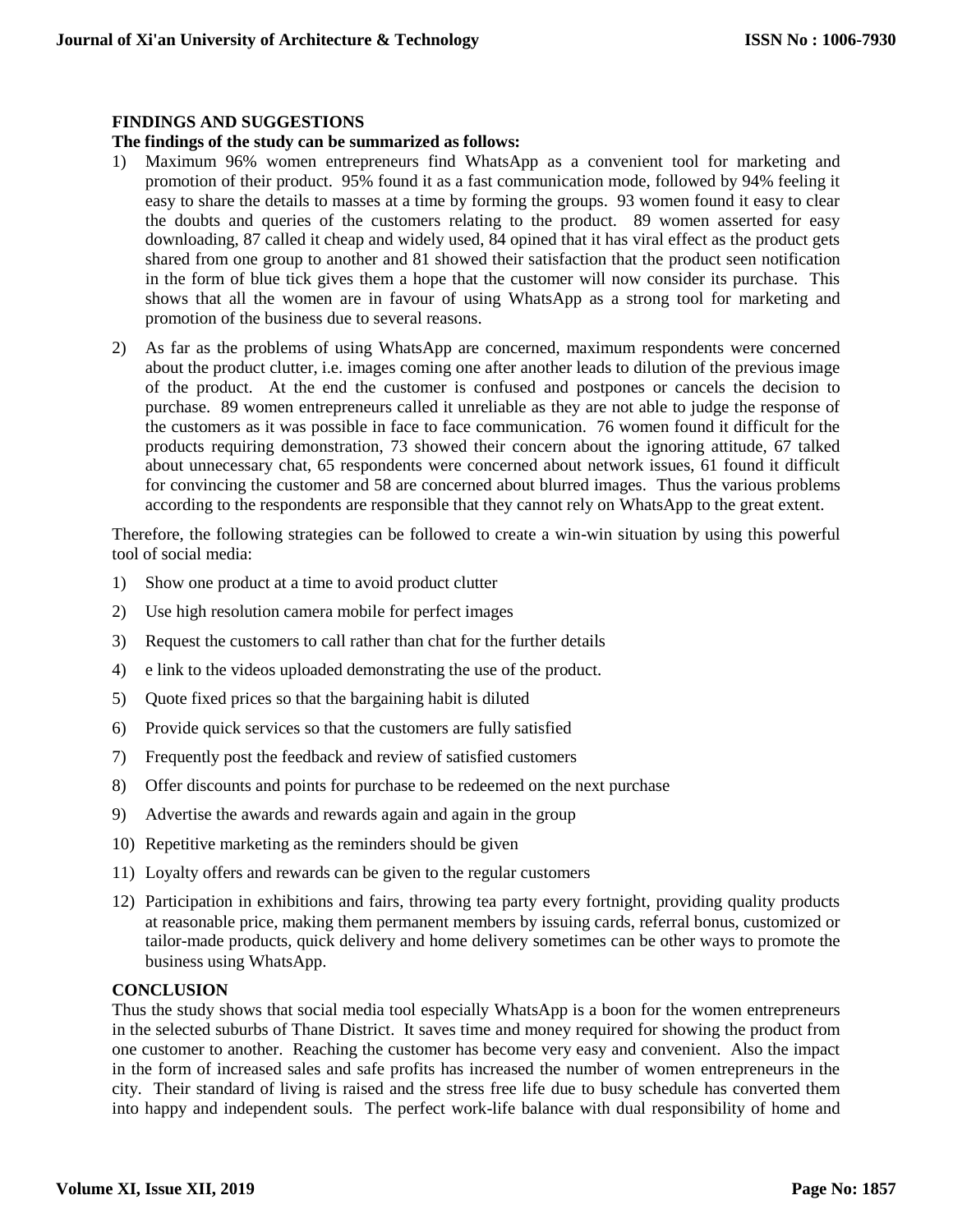**FINDINGS AND SUGGESTIONS**

**The findings of the study can be summarized as follows:**

1) Maximum 96% women entrepreneurs find WhatsApp as a convenient tool for marketing and promotion of their product. 95% found it as a fast communication mode, followed by 94% feeling it easy to share the details to masses at a time by forming the groups. 93 women found it easy to clear the doubts and queries of the customers relating to the product. 89 women asserted for easy downloading, 87 called it cheap and widely used, 84 opined that it has viral effect as the product gets shared from one group to another and 81 showed their satisfaction that the product seen notification in the form of blue tick gives them a hope that the customer will now consider its purchase. This shows that all the women are in favour of using WhatsApp as a strong tool for marketing and promotion of the business due to several reasons.

2) As far as the problems of using WhatsApp are concerned, maximum respondents were concerned about the product clutter, i.e. images coming one after another leads to dilution of the previous image of the product. At the end the customer is confused and postpones or cancels the decision to purchase. 89 women entrepreneurs called it unreliable as they are not able to judge the response of the customers as it was possible in face to face communication. 76 women found it difficult for the products requiring demonstration, 73 showed their concern about the ignoring attitude, 67 talked about unnecessary chat, 65 respondents were concerned about network issues, 61 found it difficult for convincing the customer and 58 are concerned about blurred images. Thus the various problems according to the respondents are responsible that they cannot rely on WhatsApp to the great extent.

Therefore, the following strategies can be followed to create a win-win situation by using this powerful tool of social media:

1) Show one product at a time to avoid product clutter
2) Use high resolution camera mobile for perfect images
3) Request the customers to call rather than chat for the further details
4) e link to the videos uploaded demonstrating the use of the product.
5) Quote fixed prices so that the bargaining habit is diluted
6) Provide quick services so that the customers are fully satisfied
7) Frequently post the feedback and review of satisfied customers
8) Offer discounts and points for purchase to be redeemed on the next purchase
9) Advertise the awards and rewards again and again in the group
10) Repetitive marketing as the reminders should be given
11) Loyalty offers and rewards can be given to the regular customers
12) Participation in exhibitions and fairs, throwing tea party every fortnight, providing quality products at reasonable price, making them permanent members by issuing cards, referral bonus, customized or tailor-made products, quick delivery and home delivery sometimes can be other ways to promote the business using WhatsApp.

**CONCLUSION**

Thus the study shows that social media tool especially WhatsApp is a boon for the women entrepreneurs in the selected suburbs of Thane District. It saves time and money required for showing the product from one customer to another. Reaching the customer has become very easy and convenient. Also the impact in the form of increased sales and safe profits has increased the number of women entrepreneurs in the city. Their standard of living is raised and the stress free life due to busy schedule has converted them into happy and independent souls. The perfect work-life balance with dual responsibility of home and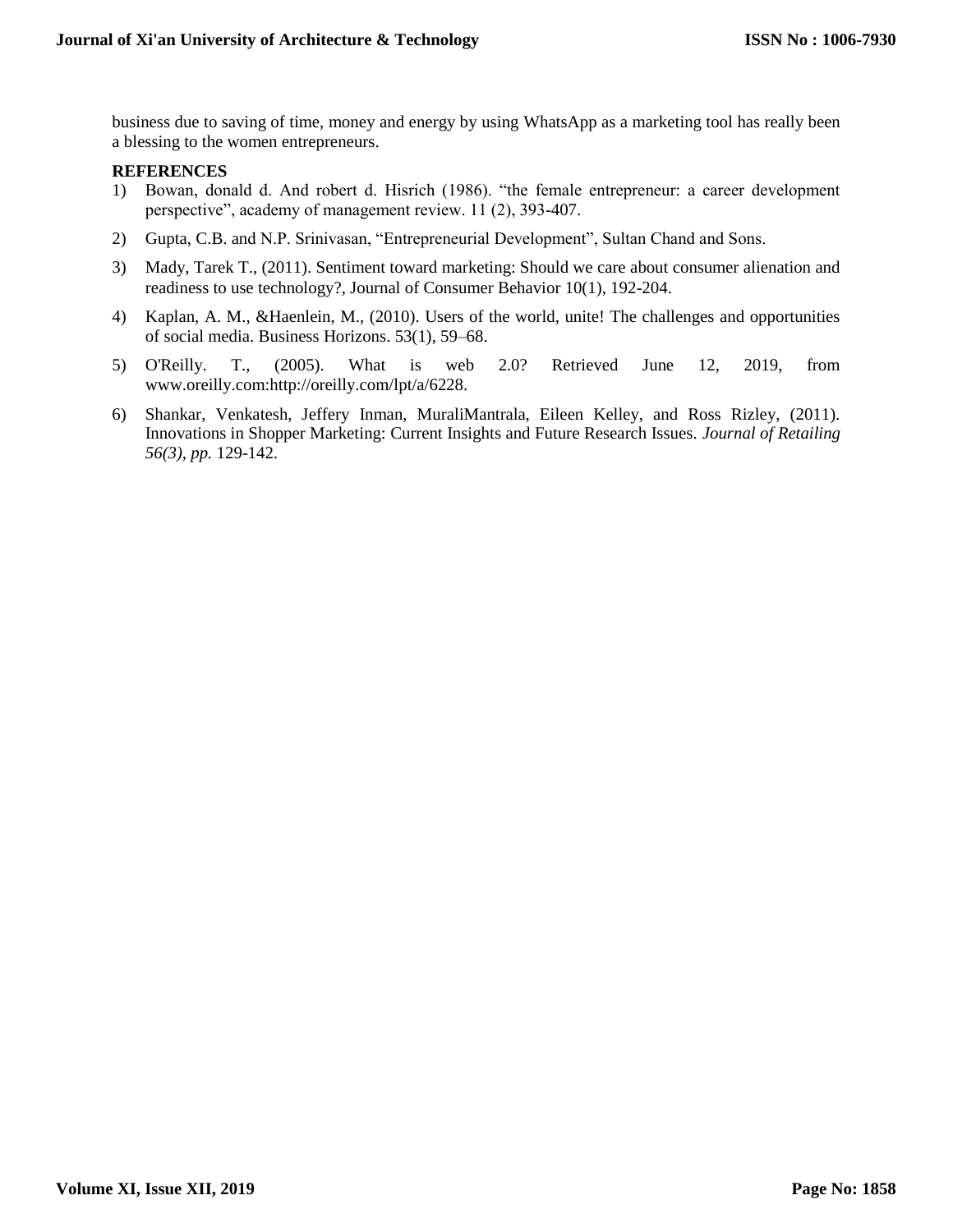business due to saving of time, money and energy by using WhatsApp as a marketing tool has really been a blessing to the women entrepreneurs.

**REFERENCES**

1) Bowan, donald d. And robert d. Hisrich (1986). "the female entrepreneur: a career development perspective", academy of management review. 11 (2), 393-407.
2) Gupta, C.B. and N.P. Srinivasan, "Entrepreneurial Development", Sultan Chand and Sons.
3) Mady, Tarek T., (2011). Sentiment toward marketing: Should we care about consumer alienation and readiness to use technology?, Journal of Consumer Behavior 10(1), 192-204.
4) Kaplan, A. M., &Haenlein, M., (2010). Users of the world, unite! The challenges and opportunities of social media. Business Horizons. 53(1), 59–68.
5) O'Reilly. T., (2005). What is web 2.0? Retrieved June 12, 2019, from www.oreilly.com:http://oreilly.com/lpt/a/6228.
6) Shankar, Venkatesh, Jeffery Inman, MuraliMantrala, Eileen Kelley, and Ross Rizley, (2011). Innovations in Shopper Marketing: Current Insights and Future Research Issues. *Journal of Retailing 56(3), pp.* 129-142.